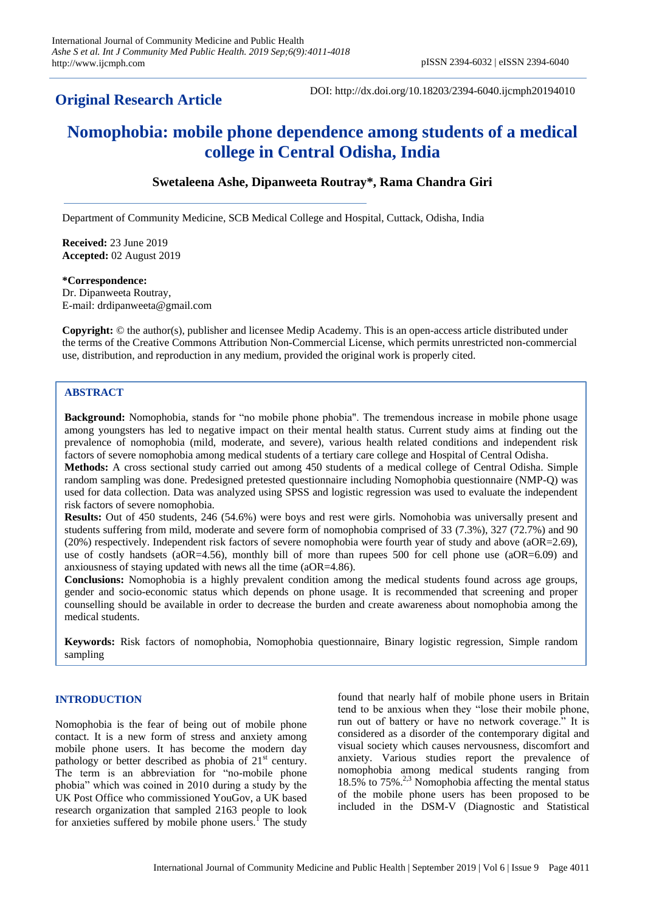## Original Research Article

DOI: http://dx.doi.org/10.18203/2394-6040.ijcmph20194010

# Nomophobia: mobile phone dependence among students of a medical college in Central Odisha, India

**Swetaleena Ashe, Dipanweeta Routray*, Rama Chandra Giri**

Department of Community Medicine, SCB Medical College and Hospital, Cuttack, Odisha, India

**Received:** 23 June 2019
**Accepted:** 02 August 2019

***Correspondence:**
Dr. Dipanweeta Routray,
E-mail: drdipanweeta@gmail.com

**Copyright:** © the author(s), publisher and licensee Medip Academy. This is an open-access article distributed under the terms of the Creative Commons Attribution Non-Commercial License, which permits unrestricted non-commercial use, distribution, and reproduction in any medium, provided the original work is properly cited.

## ABSTRACT

**Background:** Nomophobia, stands for "no mobile phone phobia". The tremendous increase in mobile phone usage among youngsters has led to negative impact on their mental health status. Current study aims at finding out the prevalence of nomophobia (mild, moderate, and severe), various health related conditions and independent risk factors of severe nomophobia among medical students of a tertiary care college and Hospital of Central Odisha.

**Methods:** A cross sectional study carried out among 450 students of a medical college of Central Odisha. Simple random sampling was done. Predesigned pretested questionnaire including Nomophobia questionnaire (NMP-Q) was used for data collection. Data was analyzed using SPSS and logistic regression was used to evaluate the independent risk factors of severe nomophobia.

**Results:** Out of 450 students, 246 (54.6%) were boys and rest were girls. Nomohobia was universally present and students suffering from mild, moderate and severe form of nomophobia comprised of 33 (7.3%), 327 (72.7%) and 90 (20%) respectively. Independent risk factors of severe nomophobia were fourth year of study and above (aOR=2.69), use of costly handsets (aOR=4.56), monthly bill of more than rupees 500 for cell phone use (aOR=6.09) and anxiousness of staying updated with news all the time (aOR=4.86).

**Conclusions:** Nomophobia is a highly prevalent condition among the medical students found across age groups, gender and socio-economic status which depends on phone usage. It is recommended that screening and proper counselling should be available in order to decrease the burden and create awareness about nomophobia among the medical students.

**Keywords:** Risk factors of nomophobia, Nomophobia questionnaire, Binary logistic regression, Simple random sampling

## INTRODUCTION

Nomophobia is the fear of being out of mobile phone contact. It is a new form of stress and anxiety among mobile phone users. It has become the modern day pathology or better described as phobia of 21st century. The term is an abbreviation for "no-mobile phone phobia" which was coined in 2010 during a study by the UK Post Office who commissioned YouGov, a UK based research organization that sampled 2163 people to look for anxieties suffered by mobile phone users.[1] The study found that nearly half of mobile phone users in Britain tend to be anxious when they "lose their mobile phone, run out of battery or have no network coverage." It is considered as a disorder of the contemporary digital and visual society which causes nervousness, discomfort and anxiety. Various studies report the prevalence of nomophobia among medical students ranging from 18.5% to 75%.[2,3] Nomophobia affecting the mental status of the mobile phone users has been proposed to be included in the DSM-V (Diagnostic and Statistical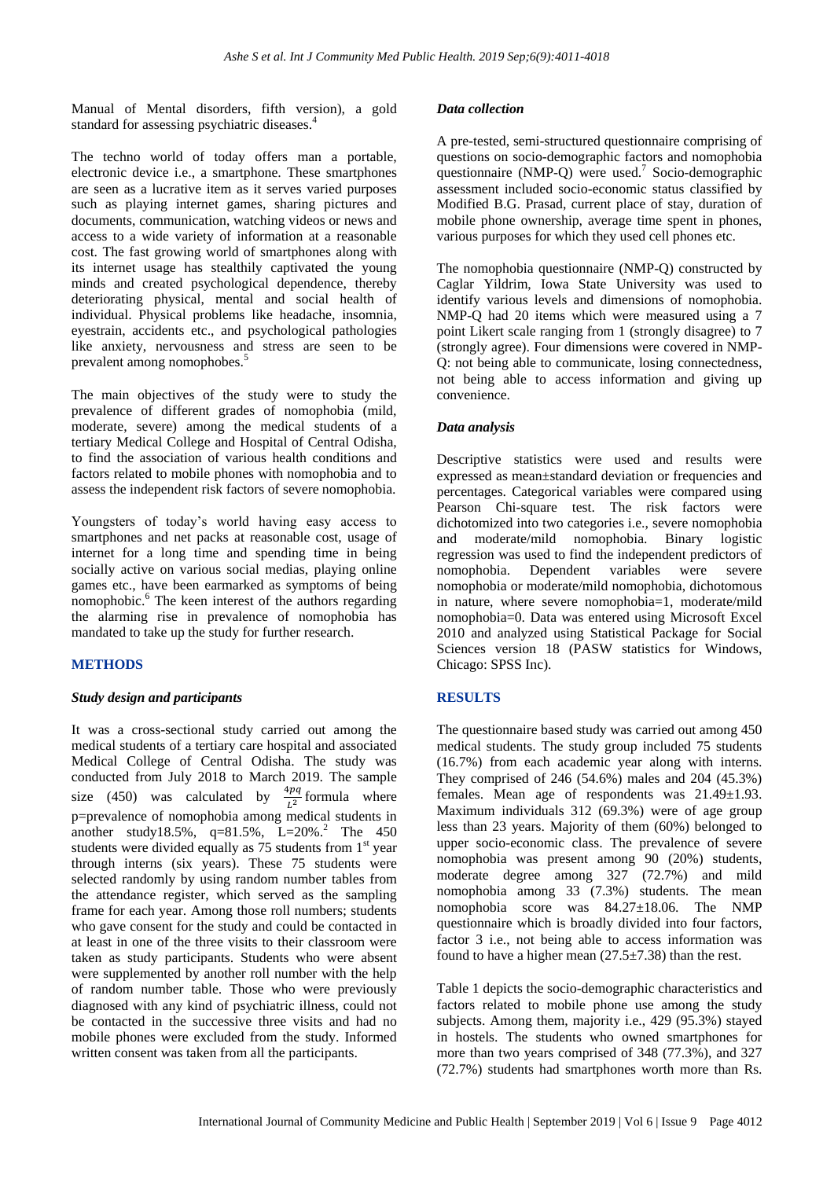Manual of Mental disorders, fifth version), a gold standard for assessing psychiatric diseases.[4]

The techno world of today offers man a portable, electronic device i.e., a smartphone. These smartphones are seen as a lucrative item as it serves varied purposes such as playing internet games, sharing pictures and documents, communication, watching videos or news and access to a wide variety of information at a reasonable cost. The fast growing world of smartphones along with its internet usage has stealthily captivated the young minds and created psychological dependence, thereby deteriorating physical, mental and social health of individual. Physical problems like headache, insomnia, eyestrain, accidents etc., and psychological pathologies like anxiety, nervousness and stress are seen to be prevalent among nomophobes.[5]

The main objectives of the study were to study the prevalence of different grades of nomophobia (mild, moderate, severe) among the medical students of a tertiary Medical College and Hospital of Central Odisha, to find the association of various health conditions and factors related to mobile phones with nomophobia and to assess the independent risk factors of severe nomophobia.

Youngsters of today's world having easy access to smartphones and net packs at reasonable cost, usage of internet for a long time and spending time in being socially active on various social medias, playing online games etc., have been earmarked as symptoms of being nomophobic.[6] The keen interest of the authors regarding the alarming rise in prevalence of nomophobia has mandated to take up the study for further research.

## METHODS

### *Study design and participants*

It was a cross-sectional study carried out among the medical students of a tertiary care hospital and associated Medical College of Central Odisha. The study was conducted from July 2018 to March 2019. The sample size (450) was calculated by $\frac{4pq}{L^2}$ formula where p=prevalence of nomophobia among medical students in another study18.5%, q=81.5%, L=20%.[2] The 450 students were divided equally as 75 students from 1st year through interns (six years). These 75 students were selected randomly by using random number tables from the attendance register, which served as the sampling frame for each year. Among those roll numbers; students who gave consent for the study and could be contacted in at least in one of the three visits to their classroom were taken as study participants. Students who were absent were supplemented by another roll number with the help of random number table. Those who were previously diagnosed with any kind of psychiatric illness, could not be contacted in the successive three visits and had no mobile phones were excluded from the study. Informed written consent was taken from all the participants.

### *Data collection*

A pre-tested, semi-structured questionnaire comprising of questions on socio-demographic factors and nomophobia questionnaire (NMP-Q) were used.[7] Socio-demographic assessment included socio-economic status classified by Modified B.G. Prasad, current place of stay, duration of mobile phone ownership, average time spent in phones, various purposes for which they used cell phones etc.

The nomophobia questionnaire (NMP-Q) constructed by Caglar Yildrim, Iowa State University was used to identify various levels and dimensions of nomophobia. NMP-Q had 20 items which were measured using a 7 point Likert scale ranging from 1 (strongly disagree) to 7 (strongly agree). Four dimensions were covered in NMP-Q: not being able to communicate, losing connectedness, not being able to access information and giving up convenience.

### *Data analysis*

Descriptive statistics were used and results were expressed as mean±standard deviation or frequencies and percentages. Categorical variables were compared using Pearson Chi-square test. The risk factors were dichotomized into two categories i.e., severe nomophobia and moderate/mild nomophobia. Binary logistic regression was used to find the independent predictors of nomophobia. Dependent variables were severe nomophobia or moderate/mild nomophobia, dichotomous in nature, where severe nomophobia=1, moderate/mild nomophobia=0. Data was entered using Microsoft Excel 2010 and analyzed using Statistical Package for Social Sciences version 18 (PASW statistics for Windows, Chicago: SPSS Inc).

## RESULTS

The questionnaire based study was carried out among 450 medical students. The study group included 75 students (16.7%) from each academic year along with interns. They comprised of 246 (54.6%) males and 204 (45.3%) females. Mean age of respondents was 21.49±1.93. Maximum individuals 312 (69.3%) were of age group less than 23 years. Majority of them (60%) belonged to upper socio-economic class. The prevalence of severe nomophobia was present among 90 (20%) students, moderate degree among 327 (72.7%) and mild nomophobia among 33 (7.3%) students. The mean nomophobia score was 84.27±18.06. The NMP questionnaire which is broadly divided into four factors, factor 3 i.e., not being able to access information was found to have a higher mean (27.5±7.38) than the rest.

Table 1 depicts the socio-demographic characteristics and factors related to mobile phone use among the study subjects. Among them, majority i.e., 429 (95.3%) stayed in hostels. The students who owned smartphones for more than two years comprised of 348 (77.3%), and 327 (72.7%) students had smartphones worth more than Rs.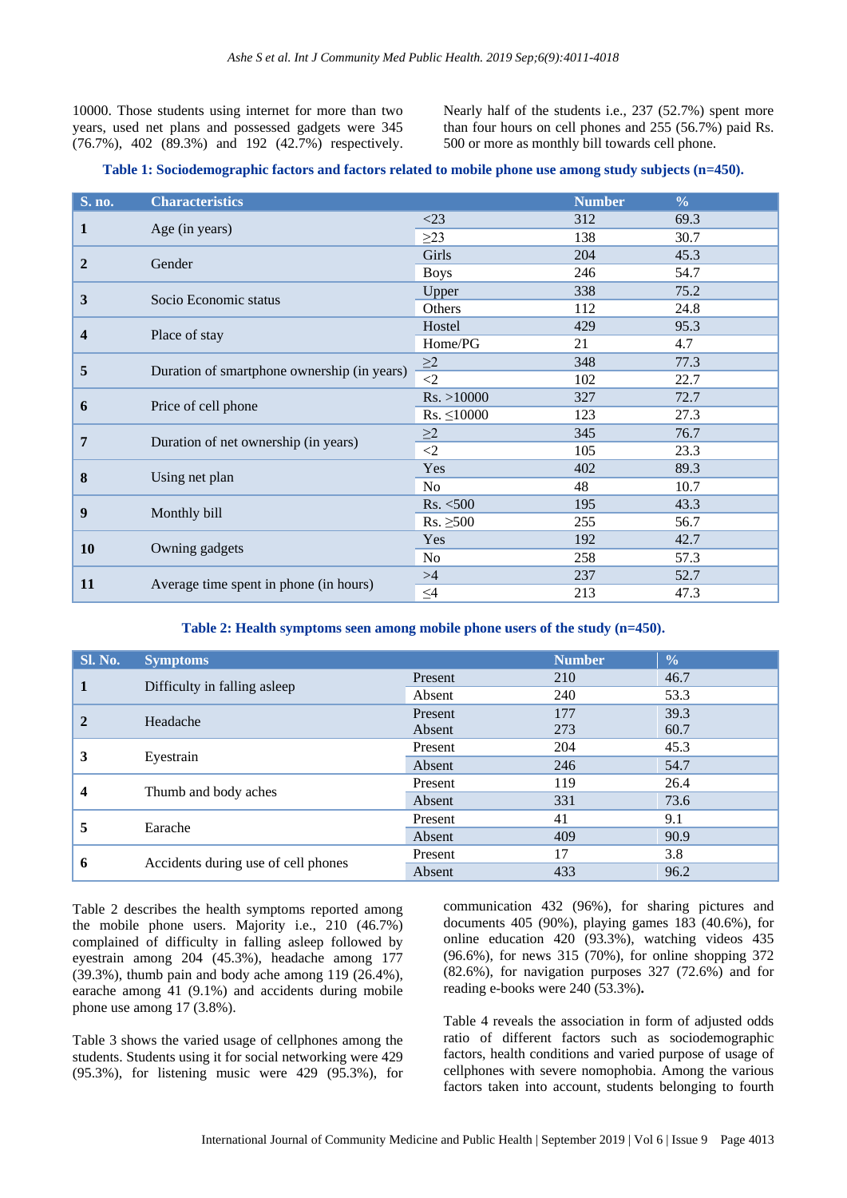10000. Those students using internet for more than two years, used net plans and possessed gadgets were 345 (76.7%), 402 (89.3%) and 192 (42.7%) respectively. Nearly half of the students i.e., 237 (52.7%) spent more than four hours on cell phones and 255 (56.7%) paid Rs. 500 or more as monthly bill towards cell phone.

**Table 1: Sociodemographic factors and factors related to mobile phone use among study subjects (n=450).**

| S. no. | Characteristics | | Number | % |
|---|---|---|---|---|
| 1 | Age (in years) | <23 | 312 | 69.3 |
| | | ≥23 | 138 | 30.7 |
| 2 | Gender | Girls | 204 | 45.3 |
| | | Boys | 246 | 54.7 |
| 3 | Socio Economic status | Upper | 338 | 75.2 |
| | | Others | 112 | 24.8 |
| 4 | Place of stay | Hostel | 429 | 95.3 |
| | | Home/PG | 21 | 4.7 |
| 5 | Duration of smartphone ownership (in years) | ≥2 | 348 | 77.3 |
| | | <2 | 102 | 22.7 |
| 6 | Price of cell phone | Rs. >10000 | 327 | 72.7 |
| | | Rs. ≤10000 | 123 | 27.3 |
| 7 | Duration of net ownership (in years) | ≥2 | 345 | 76.7 |
| | | <2 | 105 | 23.3 |
| 8 | Using net plan | Yes | 402 | 89.3 |
| | | No | 48 | 10.7 |
| 9 | Monthly bill | Rs. <500 | 195 | 43.3 |
| | | Rs. ≥500 | 255 | 56.7 |
| 10 | Owning gadgets | Yes | 192 | 42.7 |
| | | No | 258 | 57.3 |
| 11 | Average time spent in phone (in hours) | >4 | 237 | 52.7 |
| | | ≤4 | 213 | 47.3 |

**Table 2: Health symptoms seen among mobile phone users of the study (n=450).**

| Sl. No. | Symptoms | | Number | % |
|---|---|---|---|---|
| 1 | Difficulty in falling asleep | Present | 210 | 46.7 |
| | | Absent | 240 | 53.3 |
| 2 | Headache | Present | 177 | 39.3 |
| | | Absent | 273 | 60.7 |
| 3 | Eyestrain | Present | 204 | 45.3 |
| | | Absent | 246 | 54.7 |
| 4 | Thumb and body aches | Present | 119 | 26.4 |
| | | Absent | 331 | 73.6 |
| 5 | Earache | Present | 41 | 9.1 |
| | | Absent | 409 | 90.9 |
| 6 | Accidents during use of cell phones | Present | 17 | 3.8 |
| | | Absent | 433 | 96.2 |

Table 2 describes the health symptoms reported among the mobile phone users. Majority i.e., 210 (46.7%) complained of difficulty in falling asleep followed by eyestrain among 204 (45.3%), headache among 177 (39.3%), thumb pain and body ache among 119 (26.4%), earache among 41 (9.1%) and accidents during mobile phone use among 17 (3.8%).

Table 3 shows the varied usage of cellphones among the students. Students using it for social networking were 429 (95.3%), for listening music were 429 (95.3%), for communication 432 (96%), for sharing pictures and documents 405 (90%), playing games 183 (40.6%), for online education 420 (93.3%), watching videos 435 (96.6%), for news 315 (70%), for online shopping 372 (82.6%), for navigation purposes 327 (72.6%) and for reading e-books were 240 (53.3%).

Table 4 reveals the association in form of adjusted odds ratio of different factors such as sociodemographic factors, health conditions and varied purpose of usage of cellphones with severe nomophobia. Among the various factors taken into account, students belonging to fourth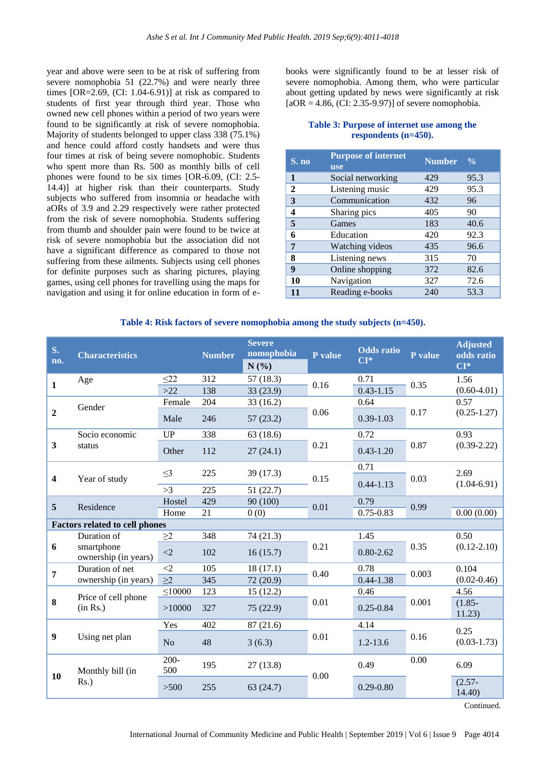year and above were seen to be at risk of suffering from severe nomophobia 51 (22.7%) and were nearly three times [OR=2.69, (CI: 1.04-6.91)] at risk as compared to students of first year through third year. Those who owned new cell phones within a period of two years were found to be significantly at risk of severe nomophobia. Majority of students belonged to upper class 338 (75.1%) and hence could afford costly handsets and were thus four times at risk of being severe nomophobic. Students who spent more than Rs. 500 as monthly bills of cell phones were found to be six times [OR-6.09, (CI: 2.5-14.4)] at higher risk than their counterparts. Study subjects who suffered from insomnia or headache with aORs of 3.9 and 2.29 respectively were rather protected from the risk of severe nomophobia. Students suffering from thumb and shoulder pain were found to be twice at risk of severe nomophobia but the association did not have a significant difference as compared to those not suffering from these ailments. Subjects using cell phones for definite purposes such as sharing pictures, playing games, using cell phones for travelling using the maps for navigation and using it for online education in form of e-books were significantly found to be at lesser risk of severe nomophobia. Among them, who were particular about getting updated by news were significantly at risk [aOR = 4.86, (CI: 2.35-9.97)] of severe nomophobia.

**Table 3: Purpose of internet use among the respondents (n=450).**

| S. no | Purpose of internet use | Number | % |
|---|---|---|---|
| 1 | Social networking | 429 | 95.3 |
| 2 | Listening music | 429 | 95.3 |
| 3 | Communication | 432 | 96 |
| 4 | Sharing pics | 405 | 90 |
| 5 | Games | 183 | 40.6 |
| 6 | Education | 420 | 92.3 |
| 7 | Watching videos | 435 | 96.6 |
| 8 | Listening news | 315 | 70 |
| 9 | Online shopping | 372 | 82.6 |
| 10 | Navigation | 327 | 72.6 |
| 11 | Reading e-books | 240 | 53.3 |

**Table 4: Risk factors of severe nomophobia among the study subjects (n=450).**

| S. no. | Characteristics | | Number | Severe nomophobia N (%) | P value | Odds ratio CI* | P value | Adjusted odds ratio CI* |
|---|---|---|---|---|---|---|---|---|
| 1 | Age | ≤22 | 312 | 57 (18.3) | 0.16 | 0.71 | 0.35 | 1.56 |
| | | >22 | 138 | 33 (23.9) | | 0.43-1.15 | | (0.60-4.01) |
| 2 | Gender | Female | 204 | 33 (16.2) | 0.06 | 0.64 | 0.17 | 0.57 (0.25-1.27) |
| | | Male | 246 | 57 (23.2) | | 0.39-1.03 | | |
| 3 | Socio economic status | UP | 338 | 63 (18.6) | 0.21 | 0.72 | 0.87 | 0.93 (0.39-2.22) |
| | | Other | 112 | 27 (24.1) | | 0.43-1.20 | | |
| 4 | Year of study | ≤3 | 225 | 39 (17.3) | 0.15 | 0.71 | 0.03 | 2.69 (1.04-6.91) |
| | | >3 | 225 | 51 (22.7) | | 0.44-1.13 | | |
| 5 | Residence | Hostel | 429 | 90 (100) | 0.01 | 0.79 | 0.99 | |
| | | Home | 21 | 0 (0) | | 0.75-0.83 | | 0.00 (0.00) |
| **Factors related to cell phones** | | | | | | | | |
| 6 | Duration of smartphone ownership (in years) | ≥2 | 348 | 74 (21.3) | 0.21 | 1.45 | 0.35 | 0.50 (0.12-2.10) |
| | | <2 | 102 | 16 (15.7) | | 0.80-2.62 | | |
| 7 | Duration of net ownership (in years) | <2 | 105 | 18 (17.1) | 0.40 | 0.78 | 0.003 | 0.104 |
| | | ≥2 | 345 | 72 (20.9) | | 0.44-1.38 | | (0.02-0.46) |
| 8 | Price of cell phone (in Rs.) | ≤10000 | 123 | 15 (12.2) | 0.01 | 0.46 | 0.001 | 4.56 |
| | | >10000 | 327 | 75 (22.9) | | 0.25-0.84 | | (1.85-11.23) |
| 9 | Using net plan | Yes | 402 | 87 (21.6) | 0.01 | 4.14 | 0.16 | 0.25 (0.03-1.73) |
| | | No | 48 | 3 (6.3) | | 1.2-13.6 | | |
| 10 | Monthly bill (in Rs.) | 200-500 | 195 | 27 (13.8) | 0.00 | 0.49 | 0.00 | 6.09 |
| | | >500 | 255 | 63 (24.7) | | 0.29-0.80 | | (2.57-14.40) |

Continued.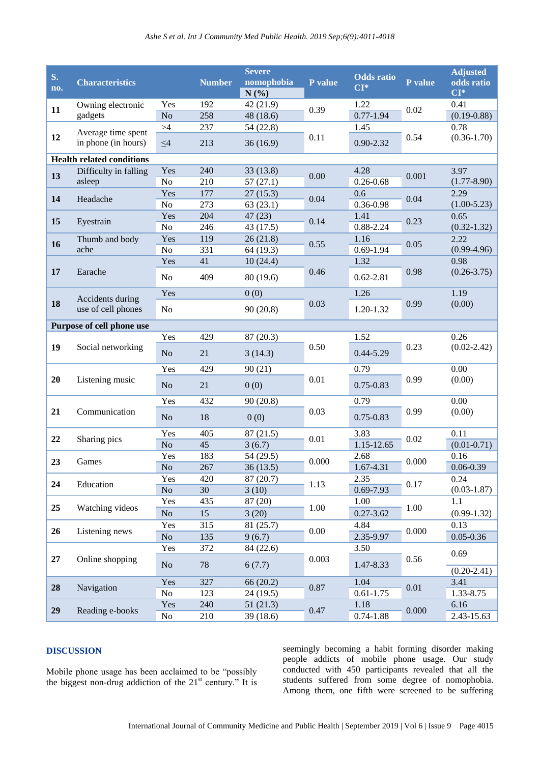| S. no. | Characteristics | | Number | Severe nomophobia N (%) | P value | Odds ratio CI* | P value | Adjusted odds ratio CI* |
|---|---|---|---|---|---|---|---|---|
| 11 | Owning electronic gadgets | Yes | 192 | 42 (21.9) | 0.39 | 1.22 | 0.02 | 0.41 |
| | | No | 258 | 48 (18.6) | | 0.77-1.94 | | (0.19-0.88) |
| 12 | Average time spent in phone (in hours) | >4 | 237 | 54 (22.8) | 0.11 | 1.45 | 0.54 | 0.78 |
| | | ≤4 | 213 | 36 (16.9) | | 0.90-2.32 | | (0.36-1.70) |
| **Health related conditions** | | | | | | | | |
| 13 | Difficulty in falling asleep | Yes | 240 | 33 (13.8) | 0.00 | 4.28 | 0.001 | 3.97 |
| | | No | 210 | 57 (27.1) | | 0.26-0.68 | | (1.77-8.90) |
| 14 | Headache | Yes | 177 | 27 (15.3) | 0.04 | 0.6 | 0.04 | 2.29 |
| | | No | 273 | 63 (23.1) | | 0.36-0.98 | | (1.00-5.23) |
| 15 | Eyestrain | Yes | 204 | 47 (23) | 0.14 | 1.41 | 0.23 | 0.65 |
| | | No | 246 | 43 (17.5) | | 0.88-2.24 | | (0.32-1.32) |
| 16 | Thumb and body ache | Yes | 119 | 26 (21.8) | 0.55 | 1.16 | 0.05 | 2.22 |
| | | No | 331 | 64 (19.3) | | 0.69-1.94 | | (0.99-4.96) |
| 17 | Earache | Yes | 41 | 10 (24.4) | 0.46 | 1.32 | 0.98 | 0.98 |
| | | No | 409 | 80 (19.6) | | 0.62-2.81 | | (0.26-3.75) |
| 18 | Accidents during use of cell phones | Yes | | 0 (0) | 0.03 | 1.26 | 0.99 | 1.19 |
| | | No | | 90 (20.8) | | 1.20-1.32 | | (0.00) |
| **Purpose of cell phone use** | | | | | | | | |
| 19 | Social networking | Yes | 429 | 87 (20.3) | 0.50 | 1.52 | 0.23 | 0.26 |
| | | No | 21 | 3 (14.3) | | 0.44-5.29 | | (0.02-2.42) |
| 20 | Listening music | Yes | 429 | 90 (21) | 0.01 | 0.79 | 0.99 | 0.00 |
| | | No | 21 | 0 (0) | | 0.75-0.83 | | (0.00) |
| 21 | Communication | Yes | 432 | 90 (20.8) | 0.03 | 0.79 | 0.99 | 0.00 |
| | | No | 18 | 0 (0) | | 0.75-0.83 | | (0.00) |
| 22 | Sharing pics | Yes | 405 | 87 (21.5) | 0.01 | 3.83 | 0.02 | 0.11 |
| | | No | 45 | 3 (6.7) | | 1.15-12.65 | | (0.01-0.71) |
| 23 | Games | Yes | 183 | 54 (29.5) | 0.000 | 2.68 | 0.000 | 0.16 |
| | | No | 267 | 36 (13.5) | | 1.67-4.31 | | 0.06-0.39 |
| 24 | Education | Yes | 420 | 87 (20.7) | 1.13 | 2.35 | 0.17 | 0.24 |
| | | No | 30 | 3 (10) | | 0.69-7.93 | | (0.03-1.87) |
| 25 | Watching videos | Yes | 435 | 87 (20) | 1.00 | 1.00 | 1.00 | 1.1 |
| | | No | 15 | 3 (20) | | 0.27-3.62 | | (0.99-1.32) |
| 26 | Listening news | Yes | 315 | 81 (25.7) | 0.00 | 4.84 | 0.000 | 0.13 |
| | | No | 135 | 9 (6.7) | | 2.35-9.97 | | 0.05-0.36 |
| 27 | Online shopping | Yes | 372 | 84 (22.6) | 0.003 | 3.50 | 0.56 | 0.69 |
| | | No | 78 | 6 (7.7) | | 1.47-8.33 | | (0.20-2.41) |
| 28 | Navigation | Yes | 327 | 66 (20.2) | 0.87 | 1.04 | 0.01 | 3.41 |
| | | No | 123 | 24 (19.5) | | 0.61-1.75 | | 1.33-8.75 |
| 29 | Reading e-books | Yes | 240 | 51 (21.3) | 0.47 | 1.18 | 0.000 | 6.16 |
| | | No | 210 | 39 (18.6) | | 0.74-1.88 | | 2.43-15.63 |

## DISCUSSION

Mobile phone usage has been acclaimed to be "possibly the biggest non-drug addiction of the 21st century." It is seemingly becoming a habit forming disorder making people addicts of mobile phone usage. Our study conducted with 450 participants revealed that all the students suffered from some degree of nomophobia. Among them, one fifth were screened to be suffering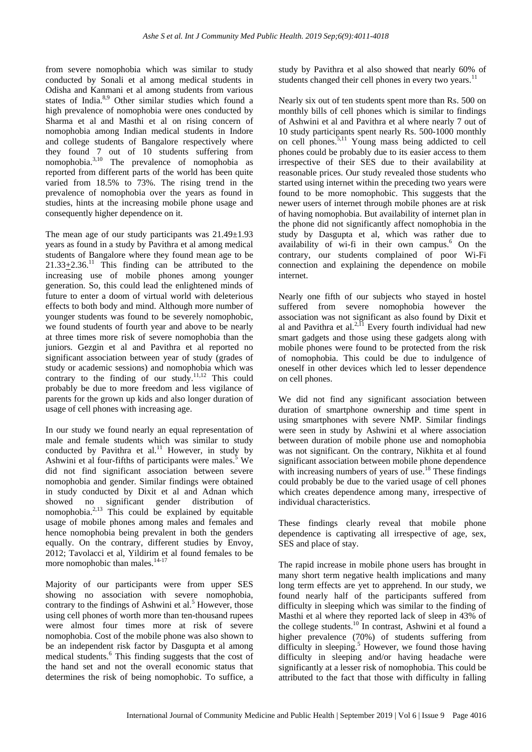from severe nomophobia which was similar to study conducted by Sonali et al among medical students in Odisha and Kanmani et al among students from various states of India.[8,9] Other similar studies which found a high prevalence of nomophobia were ones conducted by Sharma et al and Masthi et al on rising concern of nomophobia among Indian medical students in Indore and college students of Bangalore respectively where they found 7 out of 10 students suffering from nomophobia.[3,10] The prevalence of nomophobia as reported from different parts of the world has been quite varied from 18.5% to 73%. The rising trend in the prevalence of nomophobia over the years as found in studies, hints at the increasing mobile phone usage and consequently higher dependence on it.

The mean age of our study participants was 21.49±1.93 years as found in a study by Pavithra et al among medical students of Bangalore where they found mean age to be 21.33±2.36.[11] This finding can be attributed to the increasing use of mobile phones among younger generation. So, this could lead the enlightened minds of future to enter a doom of virtual world with deleterious effects to both body and mind. Although more number of younger students was found to be severely nomophobic, we found students of fourth year and above to be nearly at three times more risk of severe nomophobia than the juniors. Gezgin et al and Pavithra et al reported no significant association between year of study (grades of study or academic sessions) and nomophobia which was contrary to the finding of our study.[11,12] This could probably be due to more freedom and less vigilance of parents for the grown up kids and also longer duration of usage of cell phones with increasing age.

In our study we found nearly an equal representation of male and female students which was similar to study conducted by Pavithra et al.[11] However, in study by Ashwini et al four-fifths of participants were males.[5] We did not find significant association between severe nomophobia and gender. Similar findings were obtained in study conducted by Dixit et al and Adnan which showed no significant gender distribution of nomophobia.[2,13] This could be explained by equitable usage of mobile phones among males and females and hence nomophobia being prevalent in both the genders equally. On the contrary, different studies by Envoy, 2012; Tavolacci et al, Yildirim et al found females to be more nomophobic than males.[14-17]

Majority of our participants were from upper SES showing no association with severe nomophobia, contrary to the findings of Ashwini et al.[5] However, those using cell phones of worth more than ten-thousand rupees were almost four times more at risk of severe nomophobia. Cost of the mobile phone was also shown to be an independent risk factor by Dasgupta et al among medical students.[6] This finding suggests that the cost of the hand set and not the overall economic status that determines the risk of being nomophobic. To suffice, a study by Pavithra et al also showed that nearly 60% of students changed their cell phones in every two years.[11]

Nearly six out of ten students spent more than Rs. 500 on monthly bills of cell phones which is similar to findings of Ashwini et al and Pavithra et al where nearly 7 out of 10 study participants spent nearly Rs. 500-1000 monthly on cell phones.[5,11] Young mass being addicted to cell phones could be probably due to its easier access to them irrespective of their SES due to their availability at reasonable prices. Our study revealed those students who started using internet within the preceding two years were found to be more nomophobic. This suggests that the newer users of internet through mobile phones are at risk of having nomophobia. But availability of internet plan in the phone did not significantly affect nomophobia in the study by Dasgupta et al, which was rather due to availability of wi-fi in their own campus.[6] On the contrary, our students complained of poor Wi-Fi connection and explaining the dependence on mobile internet.

Nearly one fifth of our subjects who stayed in hostel suffered from severe nomophobia however the association was not significant as also found by Dixit et al and Pavithra et al.[2,11] Every fourth individual had new smart gadgets and those using these gadgets along with mobile phones were found to be protected from the risk of nomophobia. This could be due to indulgence of oneself in other devices which led to lesser dependence on cell phones.

We did not find any significant association between duration of smartphone ownership and time spent in using smartphones with severe NMP. Similar findings were seen in study by Ashwini et al where association between duration of mobile phone use and nomophobia was not significant. On the contrary, Nikhita et al found significant association between mobile phone dependence with increasing numbers of years of use.[18] These findings could probably be due to the varied usage of cell phones which creates dependence among many, irrespective of individual characteristics.

These findings clearly reveal that mobile phone dependence is captivating all irrespective of age, sex, SES and place of stay.

The rapid increase in mobile phone users has brought in many short term negative health implications and many long term effects are yet to apprehend. In our study, we found nearly half of the participants suffered from difficulty in sleeping which was similar to the finding of Masthi et al where they reported lack of sleep in 43% of the college students.[10] In contrast, Ashwini et al found a higher prevalence (70%) of students suffering from difficulty in sleeping.[5] However, we found those having difficulty in sleeping and/or having headache were significantly at a lesser risk of nomophobia. This could be attributed to the fact that those with difficulty in falling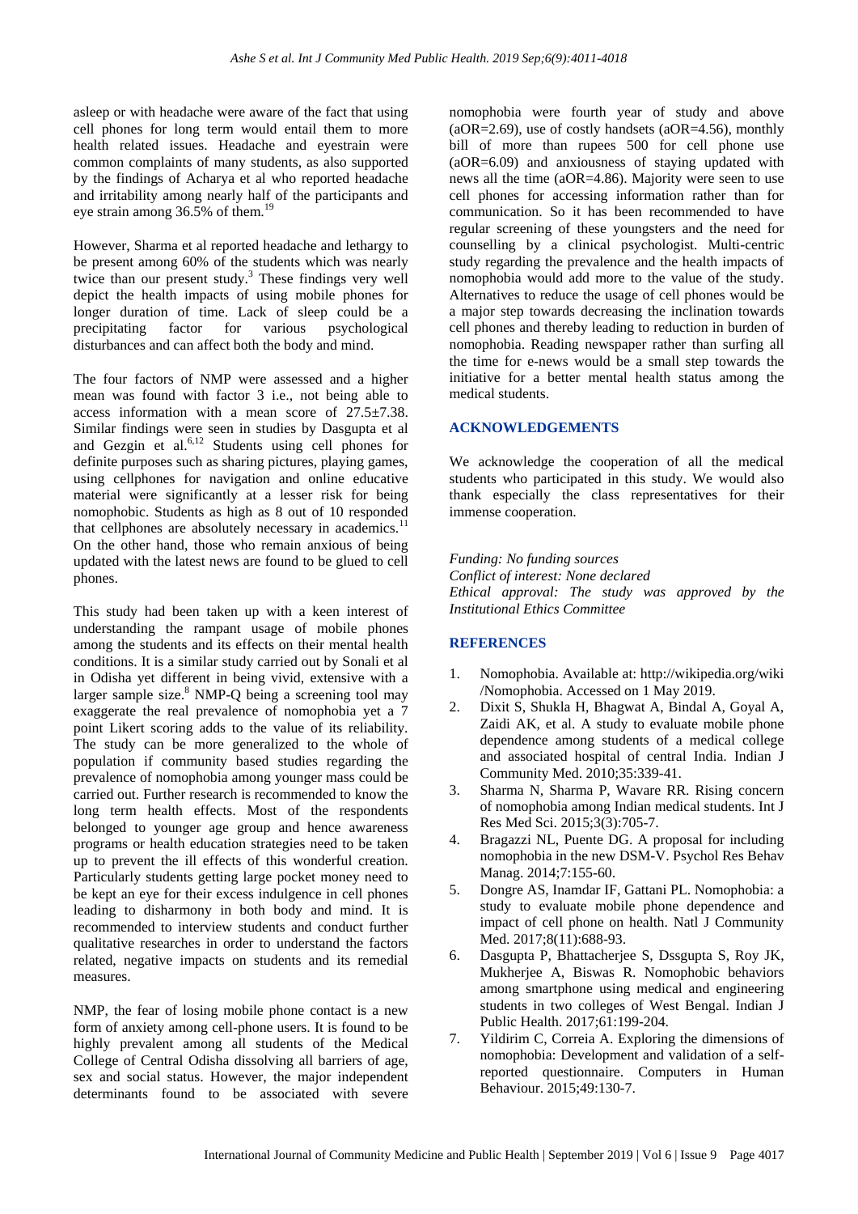asleep or with headache were aware of the fact that using cell phones for long term would entail them to more health related issues. Headache and eyestrain were common complaints of many students, as also supported by the findings of Acharya et al who reported headache and irritability among nearly half of the participants and eye strain among 36.5% of them.[19]

However, Sharma et al reported headache and lethargy to be present among 60% of the students which was nearly twice than our present study.[3] These findings very well depict the health impacts of using mobile phones for longer duration of time. Lack of sleep could be a precipitating factor for various psychological disturbances and can affect both the body and mind.

The four factors of NMP were assessed and a higher mean was found with factor 3 i.e., not being able to access information with a mean score of 27.5±7.38. Similar findings were seen in studies by Dasgupta et al and Gezgin et al.[6,12] Students using cell phones for definite purposes such as sharing pictures, playing games, using cellphones for navigation and online educative material were significantly at a lesser risk for being nomophobic. Students as high as 8 out of 10 responded that cellphones are absolutely necessary in academics.[11] On the other hand, those who remain anxious of being updated with the latest news are found to be glued to cell phones.

This study had been taken up with a keen interest of understanding the rampant usage of mobile phones among the students and its effects on their mental health conditions. It is a similar study carried out by Sonali et al in Odisha yet different in being vivid, extensive with a larger sample size.[8] NMP-Q being a screening tool may exaggerate the real prevalence of nomophobia yet a 7 point Likert scoring adds to the value of its reliability. The study can be more generalized to the whole of population if community based studies regarding the prevalence of nomophobia among younger mass could be carried out. Further research is recommended to know the long term health effects. Most of the respondents belonged to younger age group and hence awareness programs or health education strategies need to be taken up to prevent the ill effects of this wonderful creation. Particularly students getting large pocket money need to be kept an eye for their excess indulgence in cell phones leading to disharmony in both body and mind. It is recommended to interview students and conduct further qualitative researches in order to understand the factors related, negative impacts on students and its remedial measures.

NMP, the fear of losing mobile phone contact is a new form of anxiety among cell-phone users. It is found to be highly prevalent among all students of the Medical College of Central Odisha dissolving all barriers of age, sex and social status. However, the major independent determinants found to be associated with severe nomophobia were fourth year of study and above (aOR=2.69), use of costly handsets (aOR=4.56), monthly bill of more than rupees 500 for cell phone use (aOR=6.09) and anxiousness of staying updated with news all the time (aOR=4.86). Majority were seen to use cell phones for accessing information rather than for communication. So it has been recommended to have regular screening of these youngsters and the need for counselling by a clinical psychologist. Multi-centric study regarding the prevalence and the health impacts of nomophobia would add more to the value of the study. Alternatives to reduce the usage of cell phones would be a major step towards decreasing the inclination towards cell phones and thereby leading to reduction in burden of nomophobia. Reading newspaper rather than surfing all the time for e-news would be a small step towards the initiative for a better mental health status among the medical students.

## ACKNOWLEDGEMENTS

We acknowledge the cooperation of all the medical students who participated in this study. We would also thank especially the class representatives for their immense cooperation.

*Funding: No funding sources*
*Conflict of interest: None declared*
*Ethical approval: The study was approved by the Institutional Ethics Committee*

## REFERENCES

1. Nomophobia. Available at: http://wikipedia.org/wiki /Nomophobia. Accessed on 1 May 2019.
2. Dixit S, Shukla H, Bhagwat A, Bindal A, Goyal A, Zaidi AK, et al. A study to evaluate mobile phone dependence among students of a medical college and associated hospital of central India. Indian J Community Med. 2010;35:339-41.
3. Sharma N, Sharma P, Wavare RR. Rising concern of nomophobia among Indian medical students. Int J Res Med Sci. 2015;3(3):705-7.
4. Bragazzi NL, Puente DG. A proposal for including nomophobia in the new DSM-V. Psychol Res Behav Manag. 2014;7:155-60.
5. Dongre AS, Inamdar IF, Gattani PL. Nomophobia: a study to evaluate mobile phone dependence and impact of cell phone on health. Natl J Community Med. 2017;8(11):688-93.
6. Dasgupta P, Bhattacherjee S, Dssgupta S, Roy JK, Mukherjee A, Biswas R. Nomophobic behaviors among smartphone using medical and engineering students in two colleges of West Bengal. Indian J Public Health. 2017;61:199-204.
7. Yildirim C, Correia A. Exploring the dimensions of nomophobia: Development and validation of a self-reported questionnaire. Computers in Human Behaviour. 2015;49:130-7.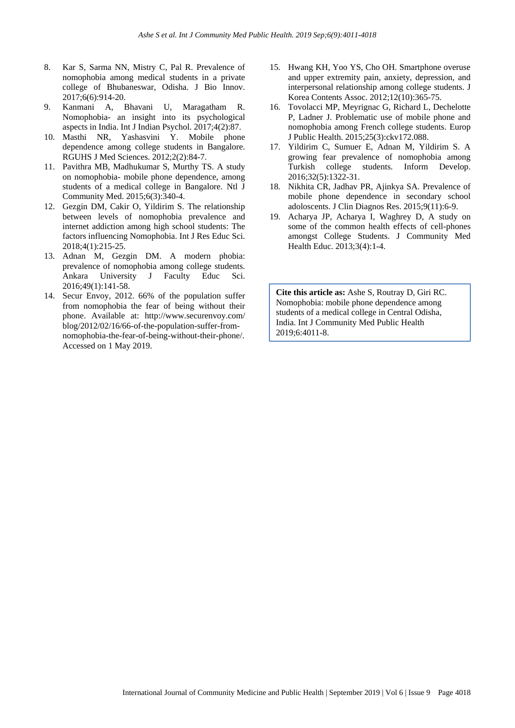8. Kar S, Sarma NN, Mistry C, Pal R. Prevalence of nomophobia among medical students in a private college of Bhubaneswar, Odisha. J Bio Innov. 2017;6(6):914-20.
9. Kanmani A, Bhavani U, Maragatham R. Nomophobia- an insight into its psychological aspects in India. Int J Indian Psychol. 2017;4(2):87.
10. Masthi NR, Yashasvini Y. Mobile phone dependence among college students in Bangalore. RGUHS J Med Sciences. 2012;2(2):84-7.
11. Pavithra MB, Madhukumar S, Murthy TS. A study on nomophobia- mobile phone dependence, among students of a medical college in Bangalore. Ntl J Community Med. 2015;6(3):340-4.
12. Gezgin DM, Cakir O, Yildirim S. The relationship between levels of nomophobia prevalence and internet addiction among high school students: The factors influencing Nomophobia. Int J Res Educ Sci. 2018;4(1):215-25.
13. Adnan M, Gezgin DM. A modern phobia: prevalence of nomophobia among college students. Ankara University J Faculty Educ Sci. 2016;49(1):141-58.
14. Secur Envoy, 2012. 66% of the population suffer from nomophobia the fear of being without their phone. Available at: http://www.securenvoy.com/blog/2012/02/16/66-of-the-population-suffer-from-nomophobia-the-fear-of-being-without-their-phone/. Accessed on 1 May 2019.
15. Hwang KH, Yoo YS, Cho OH. Smartphone overuse and upper extremity pain, anxiety, depression, and interpersonal relationship among college students. J Korea Contents Assoc. 2012;12(10):365-75.
16. Tovolacci MP, Meyrignac G, Richard L, Dechelotte P, Ladner J. Problematic use of mobile phone and nomophobia among French college students. Europ J Public Health. 2015;25(3):ckv172.088.
17. Yildirim C, Sumuer E, Adnan M, Yildirim S. A growing fear prevalence of nomophobia among Turkish college students. Inform Develop. 2016;32(5):1322-31.
18. Nikhita CR, Jadhav PR, Ajinkya SA. Prevalence of mobile phone dependence in secondary school adoloscents. J Clin Diagnos Res. 2015;9(11):6-9.
19. Acharya JP, Acharya I, Waghrey D, A study on some of the common health effects of cell-phones amongst College Students. J Community Med Health Educ. 2013;3(4):1-4.

**Cite this article as:** Ashe S, Routray D, Giri RC. Nomophobia: mobile phone dependence among students of a medical college in Central Odisha, India. Int J Community Med Public Health 2019;6:4011-8.